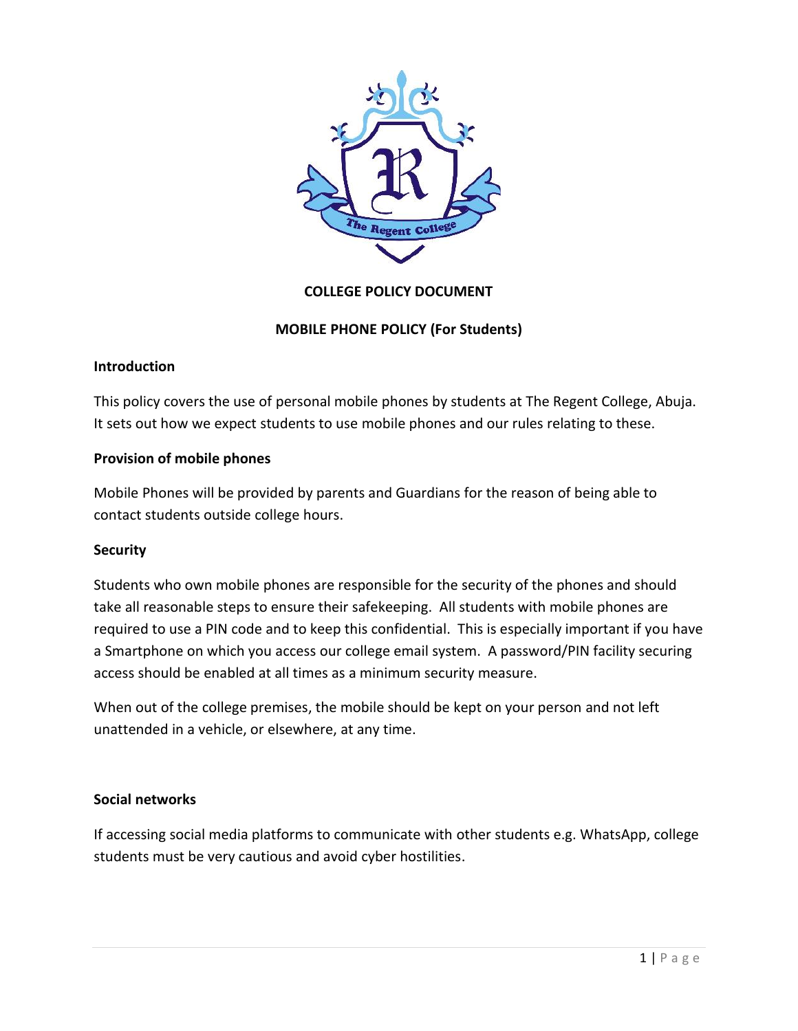**COLLEGE POLICY DOCUMENT**

**MOBILE PHONE POLICY (For Students)**

## Introduction

This policy covers the use of personal mobile phones by students at The Regent College, Abuja. It sets out how we expect students to use mobile phones and our rules relating to these.

## Provision of mobile phones

Mobile Phones will be provided by parents and Guardians for the reason of being able to contact students outside college hours.

## Security

Students who own mobile phones are responsible for the security of the phones and should take all reasonable steps to ensure their safekeeping. All students with mobile phones are required to use a PIN code and to keep this confidential. This is especially important if you have a Smartphone on which you access our college email system. A password/PIN facility securing access should be enabled at all times as a minimum security measure.

When out of the college premises, the mobile should be kept on your person and not left unattended in a vehicle, or elsewhere, at any time.

## Social networks

If accessing social media platforms to communicate with other students e.g. WhatsApp, college students must be very cautious and avoid cyber hostilities.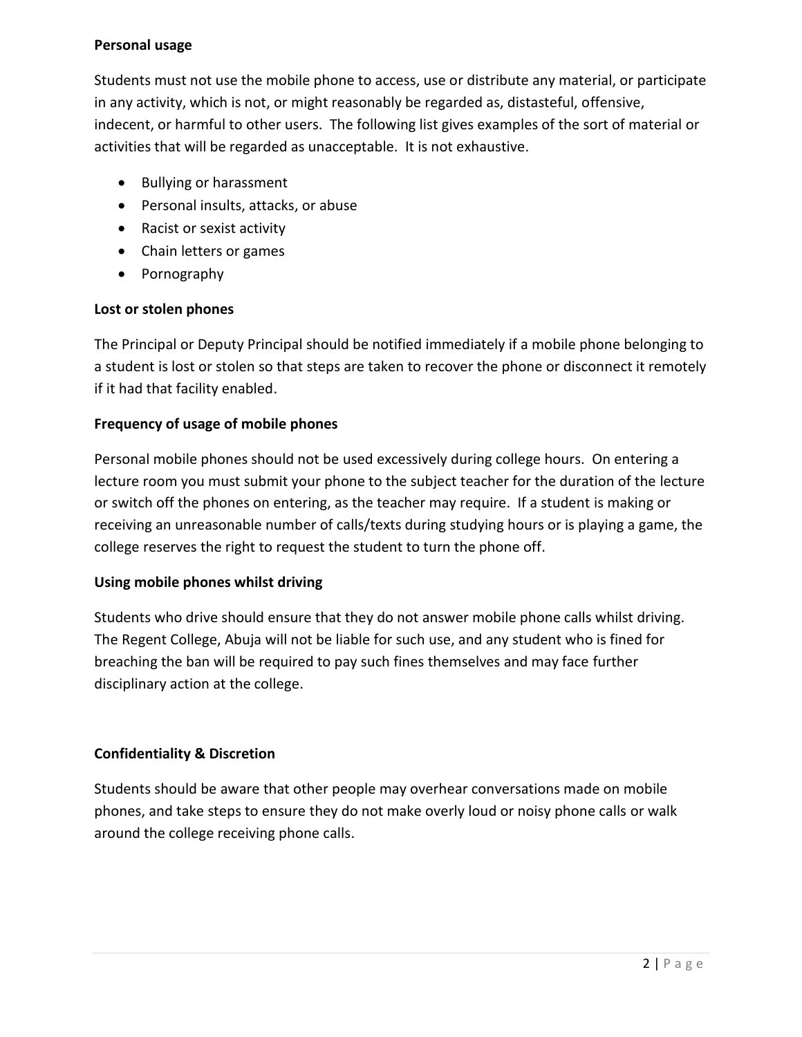**Personal usage**

Students must not use the mobile phone to access, use or distribute any material, or participate in any activity, which is not, or might reasonably be regarded as, distasteful, offensive, indecent, or harmful to other users. The following list gives examples of the sort of material or activities that will be regarded as unacceptable. It is not exhaustive.

- Bullying or harassment
- Personal insults, attacks, or abuse
- Racist or sexist activity
- Chain letters or games
- Pornography

**Lost or stolen phones**

The Principal or Deputy Principal should be notified immediately if a mobile phone belonging to a student is lost or stolen so that steps are taken to recover the phone or disconnect it remotely if it had that facility enabled.

**Frequency of usage of mobile phones**

Personal mobile phones should not be used excessively during college hours. On entering a lecture room you must submit your phone to the subject teacher for the duration of the lecture or switch off the phones on entering, as the teacher may require. If a student is making or receiving an unreasonable number of calls/texts during studying hours or is playing a game, the college reserves the right to request the student to turn the phone off.

**Using mobile phones whilst driving**

Students who drive should ensure that they do not answer mobile phone calls whilst driving. The Regent College, Abuja will not be liable for such use, and any student who is fined for breaching the ban will be required to pay such fines themselves and may face further disciplinary action at the college.

**Confidentiality & Discretion**

Students should be aware that other people may overhear conversations made on mobile phones, and take steps to ensure they do not make overly loud or noisy phone calls or walk around the college receiving phone calls.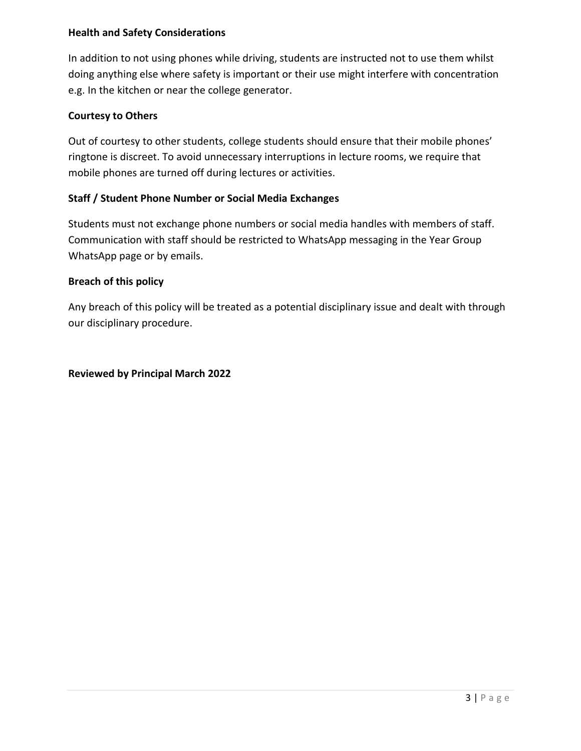**Health and Safety Considerations**

In addition to not using phones while driving, students are instructed not to use them whilst doing anything else where safety is important or their use might interfere with concentration e.g. In the kitchen or near the college generator.

**Courtesy to Others**

Out of courtesy to other students, college students should ensure that their mobile phones' ringtone is discreet. To avoid unnecessary interruptions in lecture rooms, we require that mobile phones are turned off during lectures or activities.

**Staff / Student Phone Number or Social Media Exchanges**

Students must not exchange phone numbers or social media handles with members of staff. Communication with staff should be restricted to WhatsApp messaging in the Year Group WhatsApp page or by emails.

**Breach of this policy**

Any breach of this policy will be treated as a potential disciplinary issue and dealt with through our disciplinary procedure.

**Reviewed by Principal March 2022**